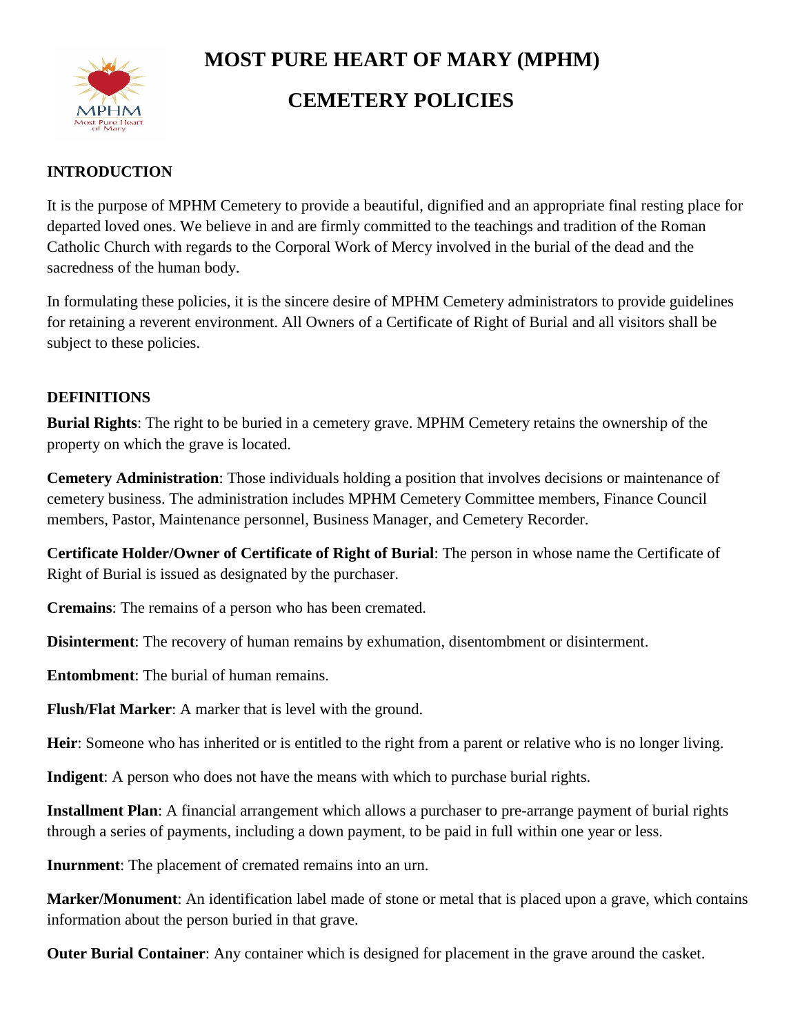# MOST PURE HEART OF MARY (MPHM)

# CEMETERY POLICIES

## INTRODUCTION

It is the purpose of MPHM Cemetery to provide a beautiful, dignified and an appropriate final resting place for departed loved ones. We believe in and are firmly committed to the teachings and tradition of the Roman Catholic Church with regards to the Corporal Work of Mercy involved in the burial of the dead and the sacredness of the human body.

In formulating these policies, it is the sincere desire of MPHM Cemetery administrators to provide guidelines for retaining a reverent environment. All Owners of a Certificate of Right of Burial and all visitors shall be subject to these policies.

## DEFINITIONS

**Burial Rights**: The right to be buried in a cemetery grave. MPHM Cemetery retains the ownership of the property on which the grave is located.

**Cemetery Administration**: Those individuals holding a position that involves decisions or maintenance of cemetery business. The administration includes MPHM Cemetery Committee members, Finance Council members, Pastor, Maintenance personnel, Business Manager, and Cemetery Recorder.

**Certificate Holder/Owner of Certificate of Right of Burial**: The person in whose name the Certificate of Right of Burial is issued as designated by the purchaser.

**Cremains**: The remains of a person who has been cremated.

**Disinterment**: The recovery of human remains by exhumation, disentombment or disinterment.

**Entombment**: The burial of human remains.

**Flush/Flat Marker**: A marker that is level with the ground.

**Heir**: Someone who has inherited or is entitled to the right from a parent or relative who is no longer living.

**Indigent**: A person who does not have the means with which to purchase burial rights.

**Installment Plan**: A financial arrangement which allows a purchaser to pre-arrange payment of burial rights through a series of payments, including a down payment, to be paid in full within one year or less.

**Inurnment**: The placement of cremated remains into an urn.

**Marker/Monument**: An identification label made of stone or metal that is placed upon a grave, which contains information about the person buried in that grave.

**Outer Burial Container**: Any container which is designed for placement in the grave around the casket.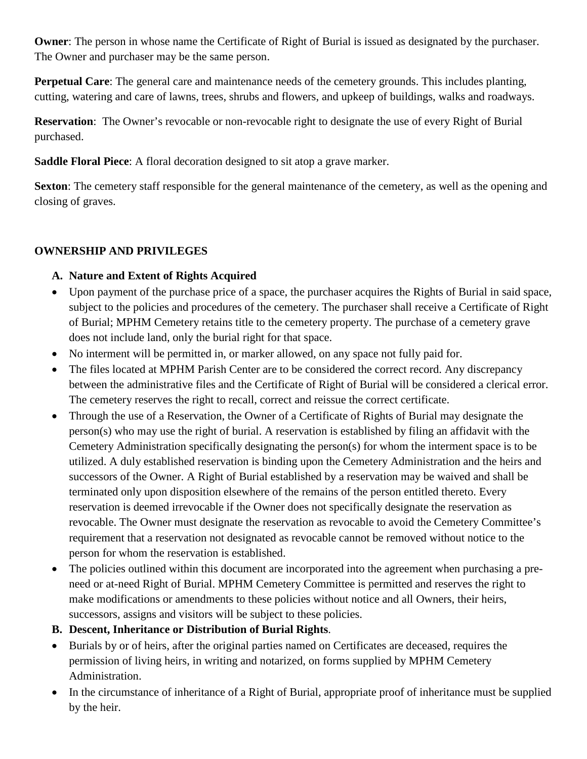**Owner**: The person in whose name the Certificate of Right of Burial is issued as designated by the purchaser. The Owner and purchaser may be the same person.

**Perpetual Care**: The general care and maintenance needs of the cemetery grounds. This includes planting, cutting, watering and care of lawns, trees, shrubs and flowers, and upkeep of buildings, walks and roadways.

**Reservation**: The Owner's revocable or non-revocable right to designate the use of every Right of Burial purchased.

**Saddle Floral Piece**: A floral decoration designed to sit atop a grave marker.

**Sexton**: The cemetery staff responsible for the general maintenance of the cemetery, as well as the opening and closing of graves.

## OWNERSHIP AND PRIVILEGES

### A. Nature and Extent of Rights Acquired

- Upon payment of the purchase price of a space, the purchaser acquires the Rights of Burial in said space, subject to the policies and procedures of the cemetery. The purchaser shall receive a Certificate of Right of Burial; MPHM Cemetery retains title to the cemetery property. The purchase of a cemetery grave does not include land, only the burial right for that space.
- No interment will be permitted in, or marker allowed, on any space not fully paid for.
- The files located at MPHM Parish Center are to be considered the correct record. Any discrepancy between the administrative files and the Certificate of Right of Burial will be considered a clerical error. The cemetery reserves the right to recall, correct and reissue the correct certificate.
- Through the use of a Reservation, the Owner of a Certificate of Rights of Burial may designate the person(s) who may use the right of burial. A reservation is established by filing an affidavit with the Cemetery Administration specifically designating the person(s) for whom the interment space is to be utilized. A duly established reservation is binding upon the Cemetery Administration and the heirs and successors of the Owner. A Right of Burial established by a reservation may be waived and shall be terminated only upon disposition elsewhere of the remains of the person entitled thereto. Every reservation is deemed irrevocable if the Owner does not specifically designate the reservation as revocable. The Owner must designate the reservation as revocable to avoid the Cemetery Committee's requirement that a reservation not designated as revocable cannot be removed without notice to the person for whom the reservation is established.
- The policies outlined within this document are incorporated into the agreement when purchasing a pre-need or at-need Right of Burial. MPHM Cemetery Committee is permitted and reserves the right to make modifications or amendments to these policies without notice and all Owners, their heirs, successors, assigns and visitors will be subject to these policies.

### B. Descent, Inheritance or Distribution of Burial Rights.

- Burials by or of heirs, after the original parties named on Certificates are deceased, requires the permission of living heirs, in writing and notarized, on forms supplied by MPHM Cemetery Administration.
- In the circumstance of inheritance of a Right of Burial, appropriate proof of inheritance must be supplied by the heir.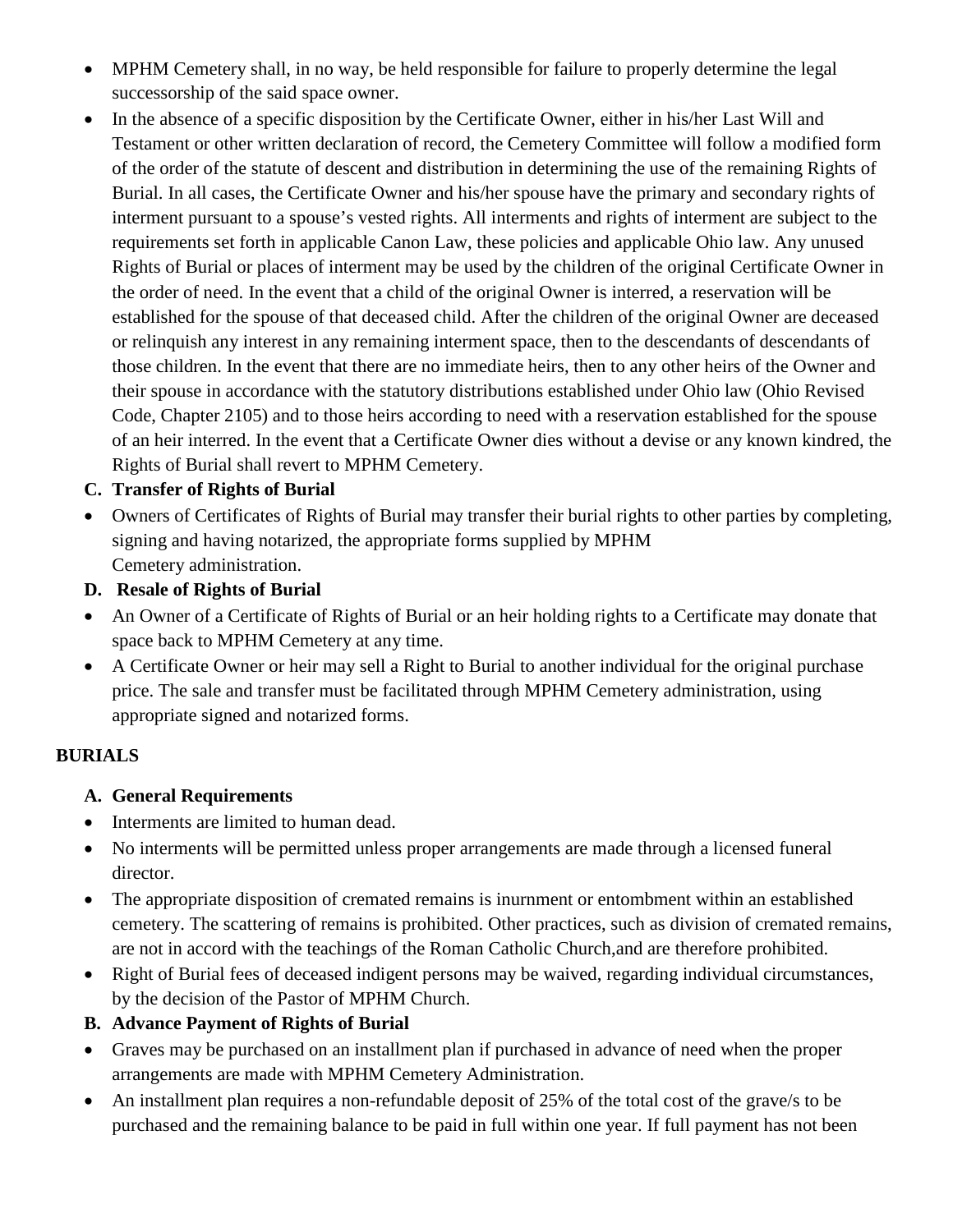- MPHM Cemetery shall, in no way, be held responsible for failure to properly determine the legal successorship of the said space owner.
- In the absence of a specific disposition by the Certificate Owner, either in his/her Last Will and Testament or other written declaration of record, the Cemetery Committee will follow a modified form of the order of the statute of descent and distribution in determining the use of the remaining Rights of Burial. In all cases, the Certificate Owner and his/her spouse have the primary and secondary rights of interment pursuant to a spouse's vested rights. All interments and rights of interment are subject to the requirements set forth in applicable Canon Law, these policies and applicable Ohio law. Any unused Rights of Burial or places of interment may be used by the children of the original Certificate Owner in the order of need. In the event that a child of the original Owner is interred, a reservation will be established for the spouse of that deceased child. After the children of the original Owner are deceased or relinquish any interest in any remaining interment space, then to the descendants of descendants of those children. In the event that there are no immediate heirs, then to any other heirs of the Owner and their spouse in accordance with the statutory distributions established under Ohio law (Ohio Revised Code, Chapter 2105) and to those heirs according to need with a reservation established for the spouse of an heir interred. In the event that a Certificate Owner dies without a devise or any known kindred, the Rights of Burial shall revert to MPHM Cemetery.

**C. Transfer of Rights of Burial**

- Owners of Certificates of Rights of Burial may transfer their burial rights to other parties by completing, signing and having notarized, the appropriate forms supplied by MPHM Cemetery administration.

**D. Resale of Rights of Burial**

- An Owner of a Certificate of Rights of Burial or an heir holding rights to a Certificate may donate that space back to MPHM Cemetery at any time.
- A Certificate Owner or heir may sell a Right to Burial to another individual for the original purchase price. The sale and transfer must be facilitated through MPHM Cemetery administration, using appropriate signed and notarized forms.

## BURIALS

**A. General Requirements**

- Interments are limited to human dead.
- No interments will be permitted unless proper arrangements are made through a licensed funeral director.
- The appropriate disposition of cremated remains is inurnment or entombment within an established cemetery. The scattering of remains is prohibited. Other practices, such as division of cremated remains, are not in accord with the teachings of the Roman Catholic Church,and are therefore prohibited.
- Right of Burial fees of deceased indigent persons may be waived, regarding individual circumstances, by the decision of the Pastor of MPHM Church.

**B. Advance Payment of Rights of Burial**

- Graves may be purchased on an installment plan if purchased in advance of need when the proper arrangements are made with MPHM Cemetery Administration.
- An installment plan requires a non-refundable deposit of 25% of the total cost of the grave/s to be purchased and the remaining balance to be paid in full within one year. If full payment has not been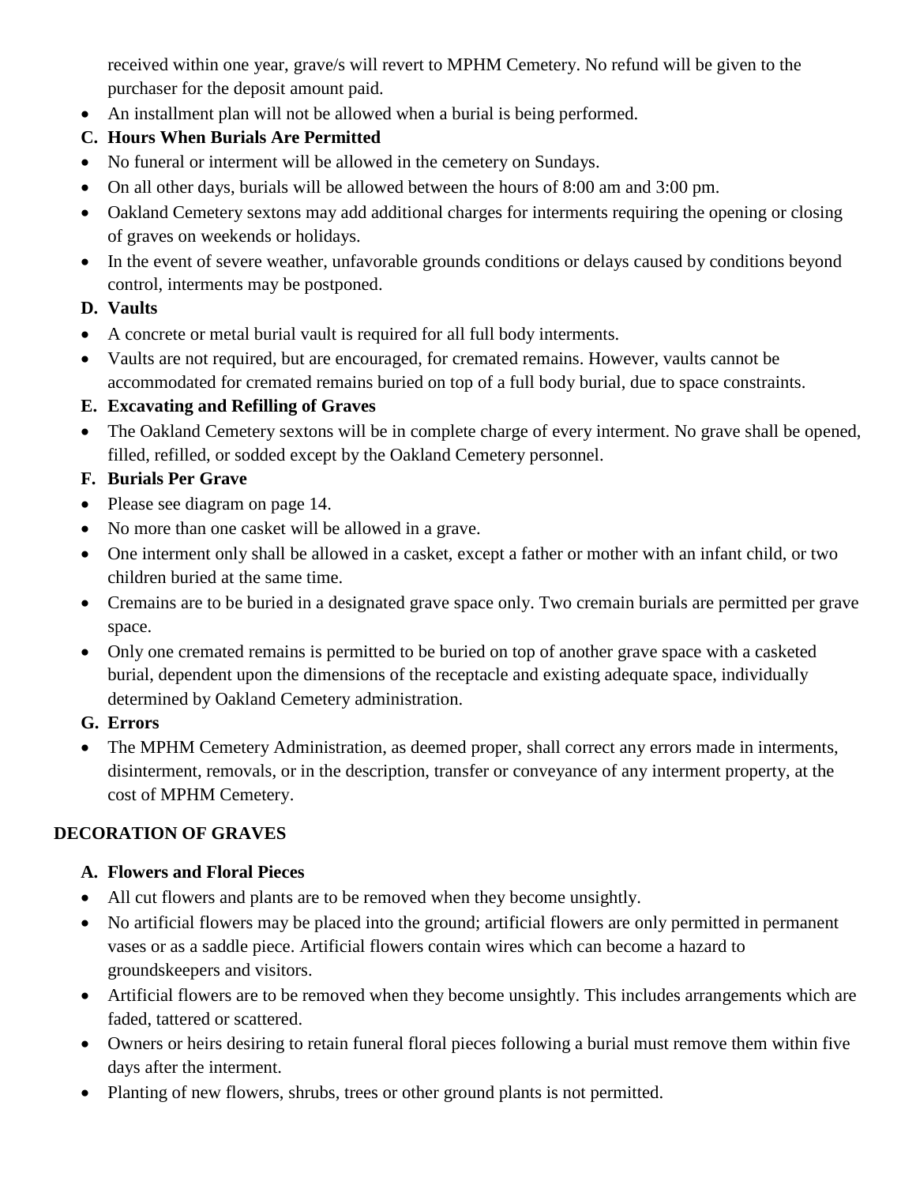received within one year, grave/s will revert to MPHM Cemetery. No refund will be given to the purchaser for the deposit amount paid.

- An installment plan will not be allowed when a burial is being performed.

**C. Hours When Burials Are Permitted**

- No funeral or interment will be allowed in the cemetery on Sundays.
- On all other days, burials will be allowed between the hours of 8:00 am and 3:00 pm.
- Oakland Cemetery sextons may add additional charges for interments requiring the opening or closing of graves on weekends or holidays.
- In the event of severe weather, unfavorable grounds conditions or delays caused by conditions beyond control, interments may be postponed.

**D. Vaults**

- A concrete or metal burial vault is required for all full body interments.
- Vaults are not required, but are encouraged, for cremated remains. However, vaults cannot be accommodated for cremated remains buried on top of a full body burial, due to space constraints.

**E. Excavating and Refilling of Graves**

- The Oakland Cemetery sextons will be in complete charge of every interment. No grave shall be opened, filled, refilled, or sodded except by the Oakland Cemetery personnel.

**F. Burials Per Grave**

- Please see diagram on page 14.
- No more than one casket will be allowed in a grave.
- One interment only shall be allowed in a casket, except a father or mother with an infant child, or two children buried at the same time.
- Cremains are to be buried in a designated grave space only. Two cremain burials are permitted per grave space.
- Only one cremated remains is permitted to be buried on top of another grave space with a casketed burial, dependent upon the dimensions of the receptacle and existing adequate space, individually determined by Oakland Cemetery administration.

**G. Errors**

- The MPHM Cemetery Administration, as deemed proper, shall correct any errors made in interments, disinterment, removals, or in the description, transfer or conveyance of any interment property, at the cost of MPHM Cemetery.

## DECORATION OF GRAVES

**A. Flowers and Floral Pieces**

- All cut flowers and plants are to be removed when they become unsightly.
- No artificial flowers may be placed into the ground; artificial flowers are only permitted in permanent vases or as a saddle piece. Artificial flowers contain wires which can become a hazard to groundskeepers and visitors.
- Artificial flowers are to be removed when they become unsightly. This includes arrangements which are faded, tattered or scattered.
- Owners or heirs desiring to retain funeral floral pieces following a burial must remove them within five days after the interment.
- Planting of new flowers, shrubs, trees or other ground plants is not permitted.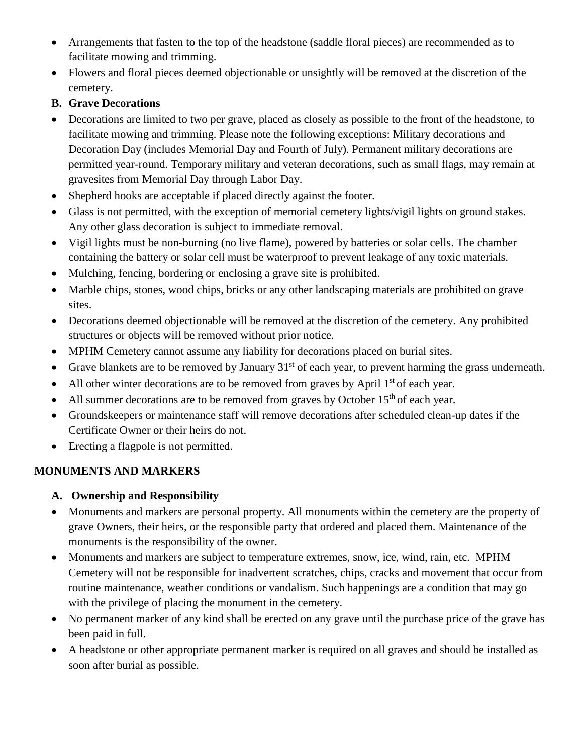- Arrangements that fasten to the top of the headstone (saddle floral pieces) are recommended as to facilitate mowing and trimming.
- Flowers and floral pieces deemed objectionable or unsightly will be removed at the discretion of the cemetery.

**B. Grave Decorations**

- Decorations are limited to two per grave, placed as closely as possible to the front of the headstone, to facilitate mowing and trimming. Please note the following exceptions: Military decorations and Decoration Day (includes Memorial Day and Fourth of July). Permanent military decorations are permitted year-round. Temporary military and veteran decorations, such as small flags, may remain at gravesites from Memorial Day through Labor Day.
- Shepherd hooks are acceptable if placed directly against the footer.
- Glass is not permitted, with the exception of memorial cemetery lights/vigil lights on ground stakes. Any other glass decoration is subject to immediate removal.
- Vigil lights must be non-burning (no live flame), powered by batteries or solar cells. The chamber containing the battery or solar cell must be waterproof to prevent leakage of any toxic materials.
- Mulching, fencing, bordering or enclosing a grave site is prohibited.
- Marble chips, stones, wood chips, bricks or any other landscaping materials are prohibited on grave sites.
- Decorations deemed objectionable will be removed at the discretion of the cemetery. Any prohibited structures or objects will be removed without prior notice.
- MPHM Cemetery cannot assume any liability for decorations placed on burial sites.
- Grave blankets are to be removed by January 31st of each year, to prevent harming the grass underneath.
- All other winter decorations are to be removed from graves by April 1st of each year.
- All summer decorations are to be removed from graves by October 15th of each year.
- Groundskeepers or maintenance staff will remove decorations after scheduled clean-up dates if the Certificate Owner or their heirs do not.
- Erecting a flagpole is not permitted.

## MONUMENTS AND MARKERS

**A. Ownership and Responsibility**

- Monuments and markers are personal property. All monuments within the cemetery are the property of grave Owners, their heirs, or the responsible party that ordered and placed them. Maintenance of the monuments is the responsibility of the owner.
- Monuments and markers are subject to temperature extremes, snow, ice, wind, rain, etc. MPHM Cemetery will not be responsible for inadvertent scratches, chips, cracks and movement that occur from routine maintenance, weather conditions or vandalism. Such happenings are a condition that may go with the privilege of placing the monument in the cemetery.
- No permanent marker of any kind shall be erected on any grave until the purchase price of the grave has been paid in full.
- A headstone or other appropriate permanent marker is required on all graves and should be installed as soon after burial as possible.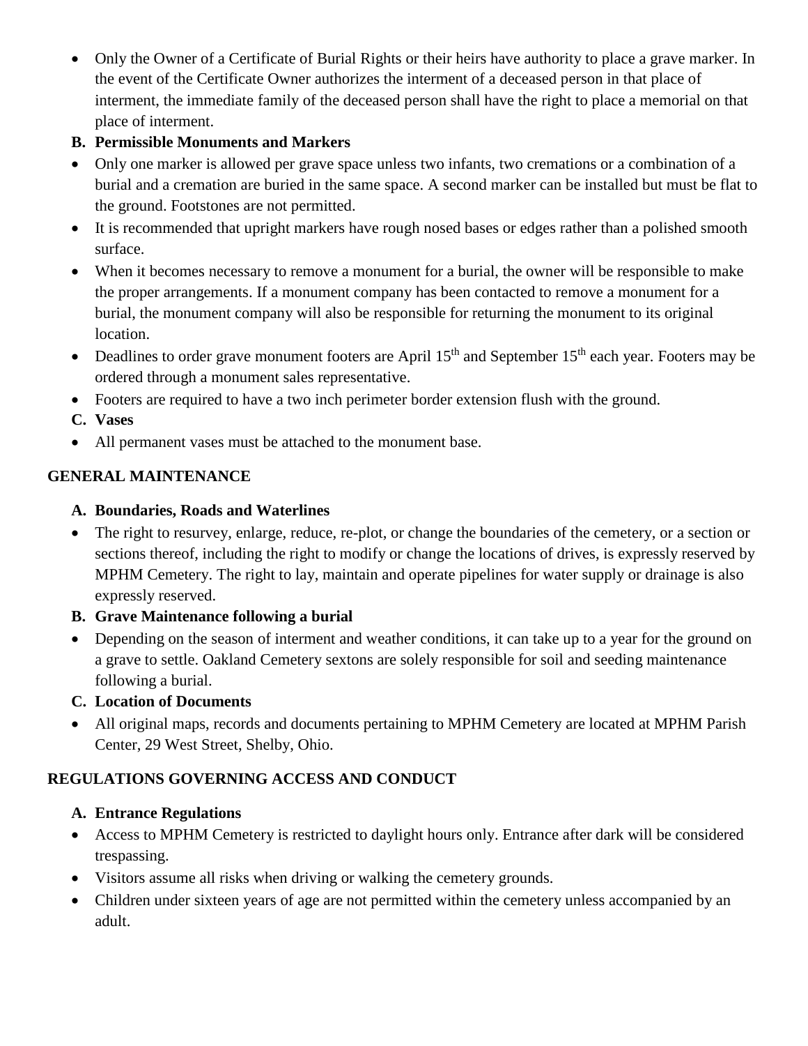- Only the Owner of a Certificate of Burial Rights or their heirs have authority to place a grave marker. In the event of the Certificate Owner authorizes the interment of a deceased person in that place of interment, the immediate family of the deceased person shall have the right to place a memorial on that place of interment.

**B. Permissible Monuments and Markers**

- Only one marker is allowed per grave space unless two infants, two cremations or a combination of a burial and a cremation are buried in the same space. A second marker can be installed but must be flat to the ground. Footstones are not permitted.
- It is recommended that upright markers have rough nosed bases or edges rather than a polished smooth surface.
- When it becomes necessary to remove a monument for a burial, the owner will be responsible to make the proper arrangements. If a monument company has been contacted to remove a monument for a burial, the monument company will also be responsible for returning the monument to its original location.
- Deadlines to order grave monument footers are April 15th and September 15th each year. Footers may be ordered through a monument sales representative.
- Footers are required to have a two inch perimeter border extension flush with the ground.

**C. Vases**

- All permanent vases must be attached to the monument base.

## GENERAL MAINTENANCE

**A. Boundaries, Roads and Waterlines**

- The right to resurvey, enlarge, reduce, re-plot, or change the boundaries of the cemetery, or a section or sections thereof, including the right to modify or change the locations of drives, is expressly reserved by MPHM Cemetery. The right to lay, maintain and operate pipelines for water supply or drainage is also expressly reserved.

**B. Grave Maintenance following a burial**

- Depending on the season of interment and weather conditions, it can take up to a year for the ground on a grave to settle. Oakland Cemetery sextons are solely responsible for soil and seeding maintenance following a burial.

**C. Location of Documents**

- All original maps, records and documents pertaining to MPHM Cemetery are located at MPHM Parish Center, 29 West Street, Shelby, Ohio.

## REGULATIONS GOVERNING ACCESS AND CONDUCT

**A. Entrance Regulations**

- Access to MPHM Cemetery is restricted to daylight hours only. Entrance after dark will be considered trespassing.
- Visitors assume all risks when driving or walking the cemetery grounds.
- Children under sixteen years of age are not permitted within the cemetery unless accompanied by an adult.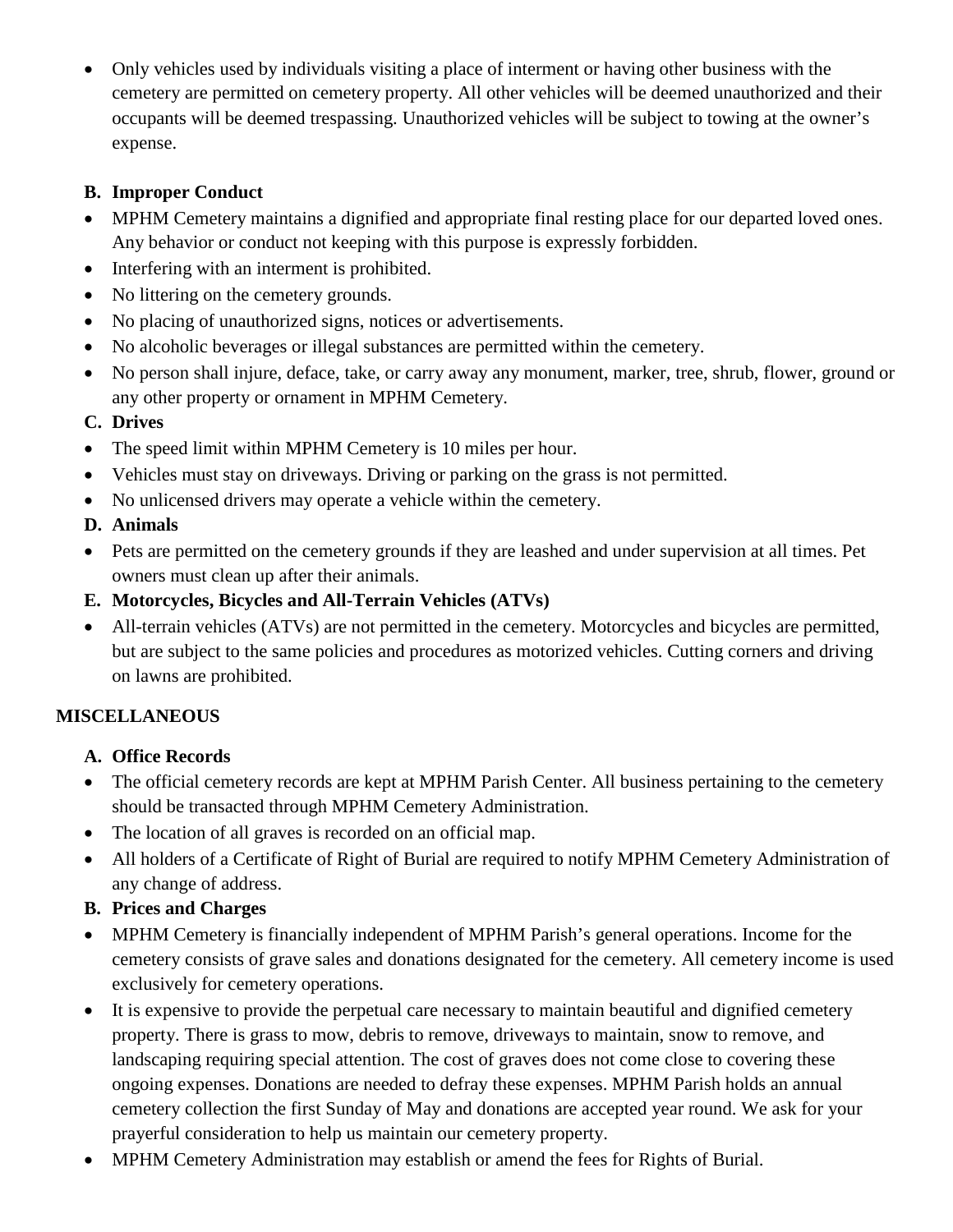- Only vehicles used by individuals visiting a place of interment or having other business with the cemetery are permitted on cemetery property. All other vehicles will be deemed unauthorized and their occupants will be deemed trespassing. Unauthorized vehicles will be subject to towing at the owner's expense.

### B. Improper Conduct

- MPHM Cemetery maintains a dignified and appropriate final resting place for our departed loved ones. Any behavior or conduct not keeping with this purpose is expressly forbidden.
- Interfering with an interment is prohibited.
- No littering on the cemetery grounds.
- No placing of unauthorized signs, notices or advertisements.
- No alcoholic beverages or illegal substances are permitted within the cemetery.
- No person shall injure, deface, take, or carry away any monument, marker, tree, shrub, flower, ground or any other property or ornament in MPHM Cemetery.

### C. Drives

- The speed limit within MPHM Cemetery is 10 miles per hour.
- Vehicles must stay on driveways. Driving or parking on the grass is not permitted.
- No unlicensed drivers may operate a vehicle within the cemetery.

### D. Animals

- Pets are permitted on the cemetery grounds if they are leashed and under supervision at all times. Pet owners must clean up after their animals.

### E. Motorcycles, Bicycles and All-Terrain Vehicles (ATVs)

- All-terrain vehicles (ATVs) are not permitted in the cemetery. Motorcycles and bicycles are permitted, but are subject to the same policies and procedures as motorized vehicles. Cutting corners and driving on lawns are prohibited.

## MISCELLANEOUS

### A. Office Records

- The official cemetery records are kept at MPHM Parish Center. All business pertaining to the cemetery should be transacted through MPHM Cemetery Administration.
- The location of all graves is recorded on an official map.
- All holders of a Certificate of Right of Burial are required to notify MPHM Cemetery Administration of any change of address.

### B. Prices and Charges

- MPHM Cemetery is financially independent of MPHM Parish's general operations. Income for the cemetery consists of grave sales and donations designated for the cemetery. All cemetery income is used exclusively for cemetery operations.
- It is expensive to provide the perpetual care necessary to maintain beautiful and dignified cemetery property. There is grass to mow, debris to remove, driveways to maintain, snow to remove, and landscaping requiring special attention. The cost of graves does not come close to covering these ongoing expenses. Donations are needed to defray these expenses. MPHM Parish holds an annual cemetery collection the first Sunday of May and donations are accepted year round. We ask for your prayerful consideration to help us maintain our cemetery property.
- MPHM Cemetery Administration may establish or amend the fees for Rights of Burial.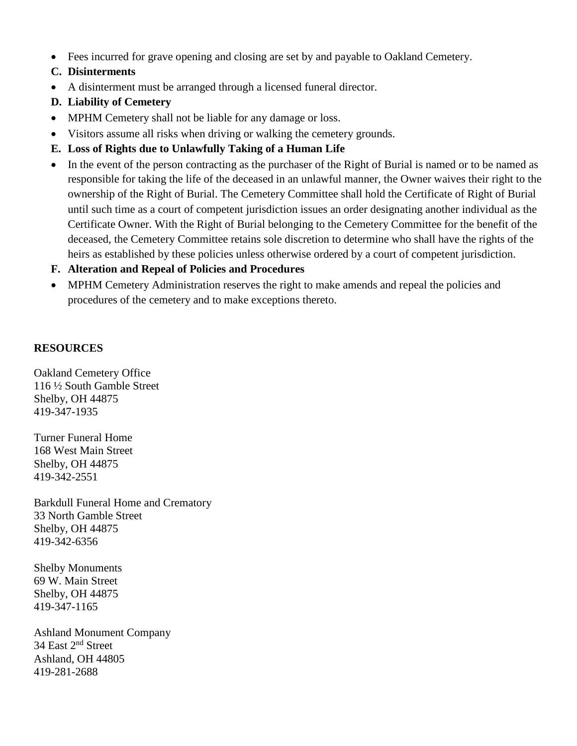- Fees incurred for grave opening and closing are set by and payable to Oakland Cemetery.

**C. Disinterments**

- A disinterment must be arranged through a licensed funeral director.

**D. Liability of Cemetery**

- MPHM Cemetery shall not be liable for any damage or loss.
- Visitors assume all risks when driving or walking the cemetery grounds.

**E. Loss of Rights due to Unlawfully Taking of a Human Life**

- In the event of the person contracting as the purchaser of the Right of Burial is named or to be named as responsible for taking the life of the deceased in an unlawful manner, the Owner waives their right to the ownership of the Right of Burial. The Cemetery Committee shall hold the Certificate of Right of Burial until such time as a court of competent jurisdiction issues an order designating another individual as the Certificate Owner. With the Right of Burial belonging to the Cemetery Committee for the benefit of the deceased, the Cemetery Committee retains sole discretion to determine who shall have the rights of the heirs as established by these policies unless otherwise ordered by a court of competent jurisdiction.

**F. Alteration and Repeal of Policies and Procedures**

- MPHM Cemetery Administration reserves the right to make amends and repeal the policies and procedures of the cemetery and to make exceptions thereto.

## RESOURCES

Oakland Cemetery Office
116 ½ South Gamble Street
Shelby, OH 44875
419-347-1935

Turner Funeral Home
168 West Main Street
Shelby, OH 44875
419-342-2551

Barkdull Funeral Home and Crematory
33 North Gamble Street
Shelby, OH 44875
419-342-6356

Shelby Monuments
69 W. Main Street
Shelby, OH 44875
419-347-1165

Ashland Monument Company
34 East 2nd Street
Ashland, OH 44805
419-281-2688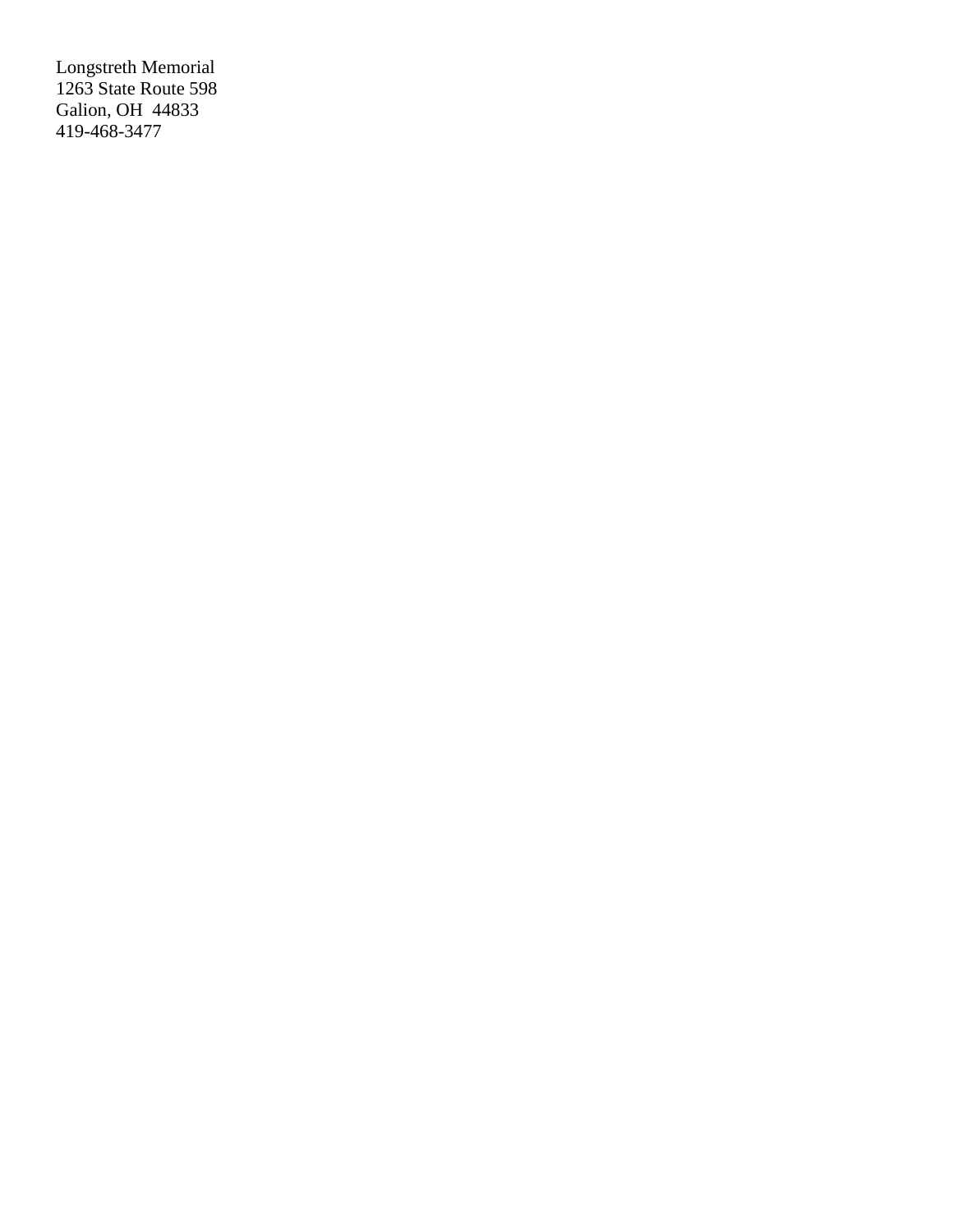Longstreth Memorial
1263 State Route 598
Galion, OH  44833
419-468-3477